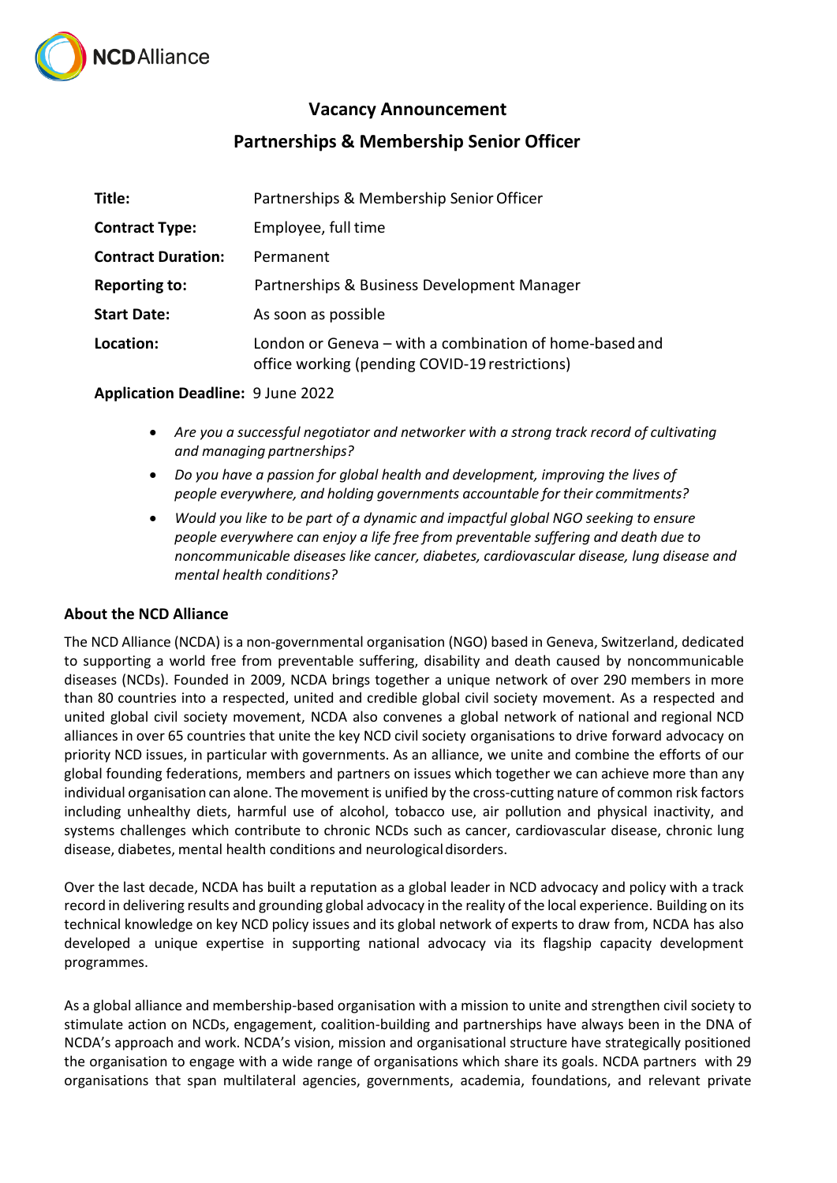# Vacancy Announcement

## Partnerships & Membership Senior Officer

| | |
|---|---|
| **Title:** | Partnerships & Membership Senior Officer |
| **Contract Type:** | Employee, full time |
| **Contract Duration:** | Permanent |
| **Reporting to:** | Partnerships & Business Development Manager |
| **Start Date:** | As soon as possible |
| **Location:** | London or Geneva – with a combination of home-based and office working (pending COVID-19 restrictions) |

**Application Deadline:** 9 June 2022

- *Are you a successful negotiator and networker with a strong track record of cultivating and managing partnerships?*
- *Do you have a passion for global health and development, improving the lives of people everywhere, and holding governments accountable for their commitments?*
- *Would you like to be part of a dynamic and impactful global NGO seeking to ensure people everywhere can enjoy a life free from preventable suffering and death due to noncommunicable diseases like cancer, diabetes, cardiovascular disease, lung disease and mental health conditions?*

### About the NCD Alliance

The NCD Alliance (NCDA) is a non-governmental organisation (NGO) based in Geneva, Switzerland, dedicated to supporting a world free from preventable suffering, disability and death caused by noncommunicable diseases (NCDs). Founded in 2009, NCDA brings together a unique network of over 290 members in more than 80 countries into a respected, united and credible global civil society movement. As a respected and united global civil society movement, NCDA also convenes a global network of national and regional NCD alliances in over 65 countries that unite the key NCD civil society organisations to drive forward advocacy on priority NCD issues, in particular with governments. As an alliance, we unite and combine the efforts of our global founding federations, members and partners on issues which together we can achieve more than any individual organisation can alone. The movement is unified by the cross-cutting nature of common risk factors including unhealthy diets, harmful use of alcohol, tobacco use, air pollution and physical inactivity, and systems challenges which contribute to chronic NCDs such as cancer, cardiovascular disease, chronic lung disease, diabetes, mental health conditions and neurological disorders.

Over the last decade, NCDA has built a reputation as a global leader in NCD advocacy and policy with a track record in delivering results and grounding global advocacy in the reality of the local experience. Building on its technical knowledge on key NCD policy issues and its global network of experts to draw from, NCDA has also developed a unique expertise in supporting national advocacy via its flagship capacity development programmes.

As a global alliance and membership-based organisation with a mission to unite and strengthen civil society to stimulate action on NCDs, engagement, coalition-building and partnerships have always been in the DNA of NCDA's approach and work. NCDA's vision, mission and organisational structure have strategically positioned the organisation to engage with a wide range of organisations which share its goals. NCDA partners with 29 organisations that span multilateral agencies, governments, academia, foundations, and relevant private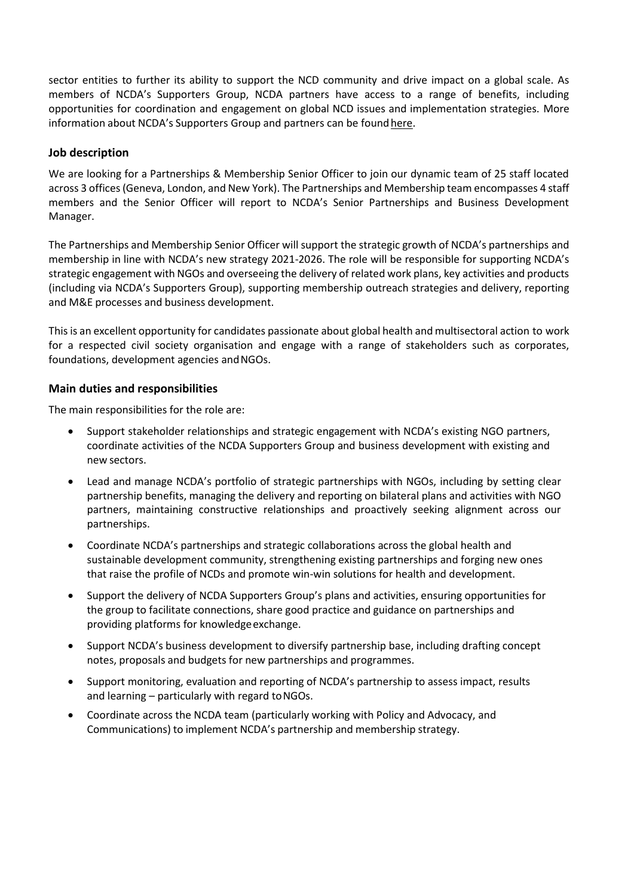sector entities to further its ability to support the NCD community and drive impact on a global scale. As members of NCDA's Supporters Group, NCDA partners have access to a range of benefits, including opportunities for coordination and engagement on global NCD issues and implementation strategies. More information about NCDA's Supporters Group and partners can be found here.

## Job description

We are looking for a Partnerships & Membership Senior Officer to join our dynamic team of 25 staff located across 3 offices (Geneva, London, and New York). The Partnerships and Membership team encompasses 4 staff members and the Senior Officer will report to NCDA's Senior Partnerships and Business Development Manager.

The Partnerships and Membership Senior Officer will support the strategic growth of NCDA's partnerships and membership in line with NCDA's new strategy 2021-2026. The role will be responsible for supporting NCDA's strategic engagement with NGOs and overseeing the delivery of related work plans, key activities and products (including via NCDA's Supporters Group), supporting membership outreach strategies and delivery, reporting and M&E processes and business development.

This is an excellent opportunity for candidates passionate about global health and multisectoral action to work for a respected civil society organisation and engage with a range of stakeholders such as corporates, foundations, development agencies and NGOs.

## Main duties and responsibilities

The main responsibilities for the role are:

- Support stakeholder relationships and strategic engagement with NCDA's existing NGO partners, coordinate activities of the NCDA Supporters Group and business development with existing and new sectors.
- Lead and manage NCDA's portfolio of strategic partnerships with NGOs, including by setting clear partnership benefits, managing the delivery and reporting on bilateral plans and activities with NGO partners, maintaining constructive relationships and proactively seeking alignment across our partnerships.
- Coordinate NCDA's partnerships and strategic collaborations across the global health and sustainable development community, strengthening existing partnerships and forging new ones that raise the profile of NCDs and promote win-win solutions for health and development.
- Support the delivery of NCDA Supporters Group's plans and activities, ensuring opportunities for the group to facilitate connections, share good practice and guidance on partnerships and providing platforms for knowledge exchange.
- Support NCDA's business development to diversify partnership base, including drafting concept notes, proposals and budgets for new partnerships and programmes.
- Support monitoring, evaluation and reporting of NCDA's partnership to assess impact, results and learning – particularly with regard to NGOs.
- Coordinate across the NCDA team (particularly working with Policy and Advocacy, and Communications) to implement NCDA's partnership and membership strategy.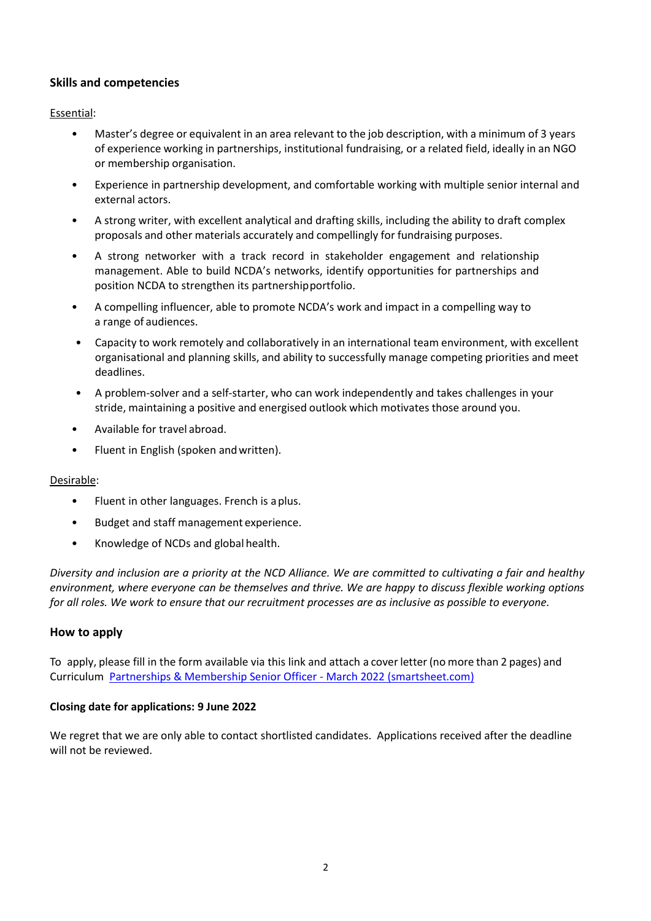### Skills and competencies

Essential:

- Master's degree or equivalent in an area relevant to the job description, with a minimum of 3 years of experience working in partnerships, institutional fundraising, or a related field, ideally in an NGO or membership organisation.
- Experience in partnership development, and comfortable working with multiple senior internal and external actors.
- A strong writer, with excellent analytical and drafting skills, including the ability to draft complex proposals and other materials accurately and compellingly for fundraising purposes.
- A strong networker with a track record in stakeholder engagement and relationship management. Able to build NCDA's networks, identify opportunities for partnerships and position NCDA to strengthen its partnership portfolio.
- A compelling influencer, able to promote NCDA's work and impact in a compelling way to a range of audiences.
- Capacity to work remotely and collaboratively in an international team environment, with excellent organisational and planning skills, and ability to successfully manage competing priorities and meet deadlines.
- A problem-solver and a self-starter, who can work independently and takes challenges in your stride, maintaining a positive and energised outlook which motivates those around you.
- Available for travel abroad.
- Fluent in English (spoken and written).

Desirable:

- Fluent in other languages. French is a plus.
- Budget and staff management experience.
- Knowledge of NCDs and global health.

*Diversity and inclusion are a priority at the NCD Alliance. We are committed to cultivating a fair and healthy environment, where everyone can be themselves and thrive. We are happy to discuss flexible working options for all roles. We work to ensure that our recruitment processes are as inclusive as possible to everyone.*

### How to apply

To apply, please fill in the form available via this link and attach a cover letter (no more than 2 pages) and Curriculum [Partnerships & Membership Senior Officer - March 2022 (smartsheet.com)]

**Closing date for applications: 9 June 2022**

We regret that we are only able to contact shortlisted candidates. Applications received after the deadline will not be reviewed.